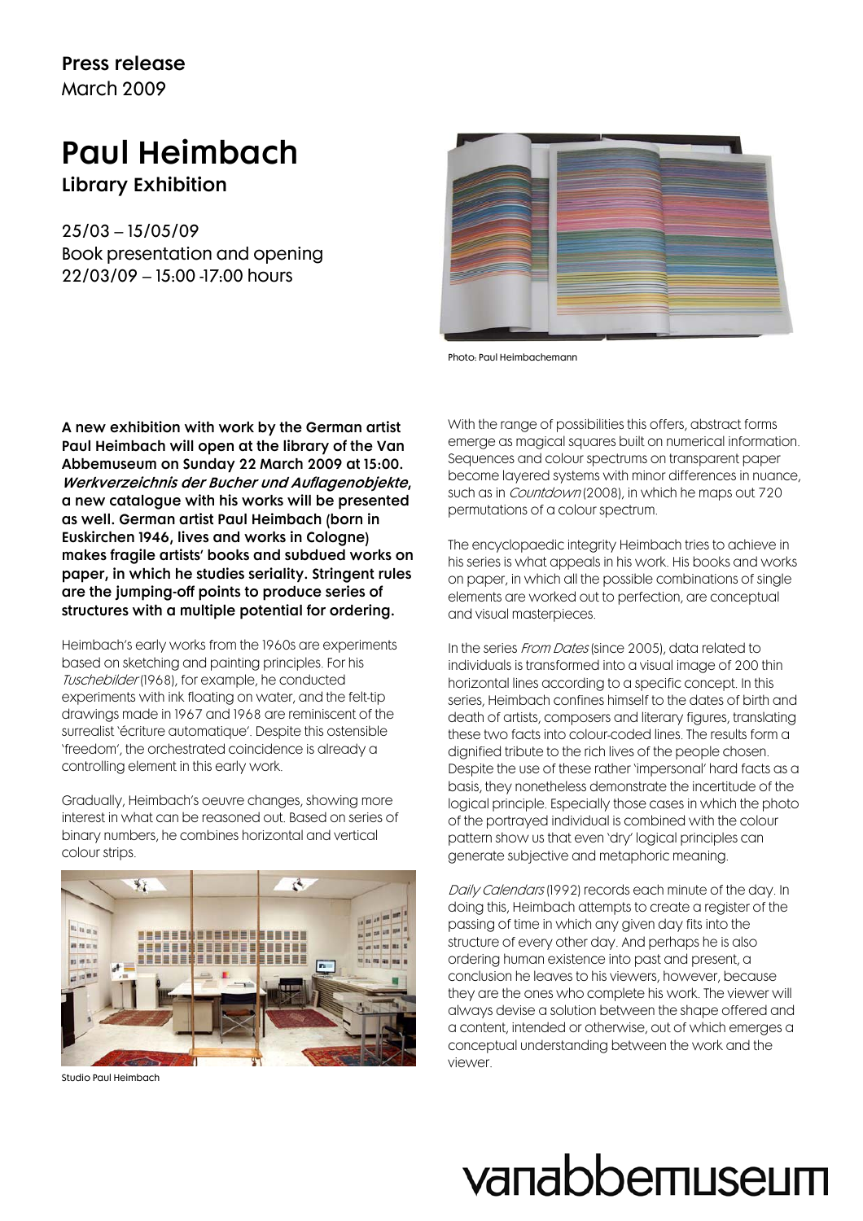**Press release**
March 2009

# Paul Heimbach

## Library Exhibition

25/03 – 15/05/09
Book presentation and opening
22/03/09 – 15:00 -17:00 hours

Photo: Paul Heimbachemann

**A new exhibition with work by the German artist Paul Heimbach will open at the library of the Van Abbemuseum on Sunday 22 March 2009 at 15:00. *Werkverzeichnis der Bucher und Auflagenobjekte*, a new catalogue with his works will be presented as well. German artist Paul Heimbach (born in Euskirchen 1946, lives and works in Cologne) makes fragile artists' books and subdued works on paper, in which he studies seriality. Stringent rules are the jumping-off points to produce series of structures with a multiple potential for ordering.**

Heimbach's early works from the 1960s are experiments based on sketching and painting principles. For his *Tuschebilder* (1968), for example, he conducted experiments with ink floating on water, and the felt-tip drawings made in 1967 and 1968 are reminiscent of the surrealist 'écriture automatique'. Despite this ostensible 'freedom', the orchestrated coincidence is already a controlling element in this early work.

Gradually, Heimbach's oeuvre changes, showing more interest in what can be reasoned out. Based on series of binary numbers, he combines horizontal and vertical colour strips.

Studio Paul Heimbach

With the range of possibilities this offers, abstract forms emerge as magical squares built on numerical information. Sequences and colour spectrums on transparent paper become layered systems with minor differences in nuance, such as in *Countdown* (2008), in which he maps out 720 permutations of a colour spectrum.

The encyclopaedic integrity Heimbach tries to achieve in his series is what appeals in his work. His books and works on paper, in which all the possible combinations of single elements are worked out to perfection, are conceptual and visual masterpieces.

In the series *From Dates* (since 2005), data related to individuals is transformed into a visual image of 200 thin horizontal lines according to a specific concept. In this series, Heimbach confines himself to the dates of birth and death of artists, composers and literary figures, translating these two facts into colour-coded lines. The results form a dignified tribute to the rich lives of the people chosen. Despite the use of these rather 'impersonal' hard facts as a basis, they nonetheless demonstrate the incertitude of the logical principle. Especially those cases in which the photo of the portrayed individual is combined with the colour pattern show us that even 'dry' logical principles can generate subjective and metaphoric meaning.

*Daily Calendars* (1992) records each minute of the day. In doing this, Heimbach attempts to create a register of the passing of time in which any given day fits into the structure of every other day. And perhaps he is also ordering human existence into past and present, a conclusion he leaves to his viewers, however, because they are the ones who complete his work. The viewer will always devise a solution between the shape offered and a content, intended or otherwise, out of which emerges a conceptual understanding between the work and the viewer.

vanabbemuseum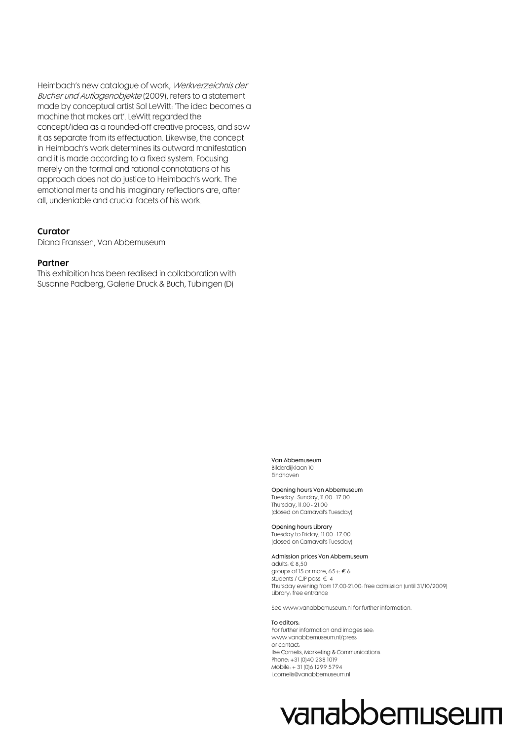Heimbach's new catalogue of work, *Werkverzeichnis der Bucher und Auflagenobjekte* (2009), refers to a statement made by conceptual artist Sol LeWitt: 'The idea becomes a machine that makes art'. LeWitt regarded the concept/idea as a rounded-off creative process, and saw it as separate from its effectuation. Likewise, the concept in Heimbach's work determines its outward manifestation and it is made according to a fixed system. Focusing merely on the formal and rational connotations of his approach does not do justice to Heimbach's work. The emotional merits and his imaginary reflections are, after all, undeniable and crucial facets of his work.

**Curator**

Diana Franssen, Van Abbemuseum

**Partner**

This exhibition has been realised in collaboration with Susanne Padberg, Galerie Druck & Buch, Tübingen (D)

Van Abbemuseum
Bilderdijklaan 10
Eindhoven

Opening hours Van Abbemuseum
Tuesday–Sunday, 11.00 - 17.00
Thursday, 11.00 - 21.00
(closed on Carnaval's Tuesday)

Opening hours Library
Tuesday to Friday, 11.00 - 17.00
(closed on Carnaval's Tuesday)

Admission prices Van Abbemuseum
adults: € 8,50
groups of 15 or more, 65+: € 6
students / CJP pass: € 4
Thursday evening from 17.00-21.00: free admission (until 31/10/2009)
Library: free entrance

See www.vanabbemuseum.nl for further information.

To editors:
For further information and images see:
www.vanabbemuseum.nl/press
or contact:
Ilse Cornelis, Marketing & Communications
Phone: +31 (0)40 238 1019
Mobile: + 31 (0)6 1299 5794
i.cornelis@vanabbemuseum.nl

vanabbemuseum